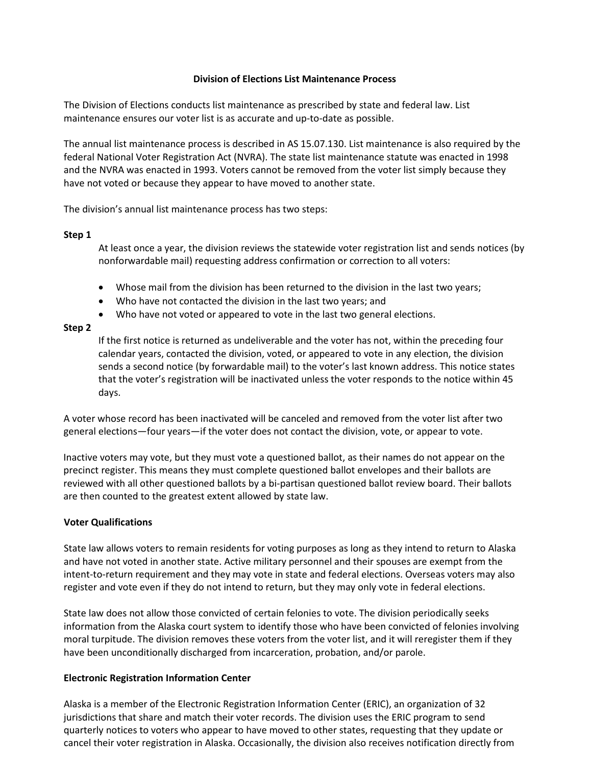# Division of Elections List Maintenance Process

The Division of Elections conducts list maintenance as prescribed by state and federal law. List maintenance ensures our voter list is as accurate and up-to-date as possible.

The annual list maintenance process is described in AS 15.07.130. List maintenance is also required by the federal National Voter Registration Act (NVRA). The state list maintenance statute was enacted in 1998 and the NVRA was enacted in 1993. Voters cannot be removed from the voter list simply because they have not voted or because they appear to have moved to another state.

The division's annual list maintenance process has two steps:

**Step 1**

At least once a year, the division reviews the statewide voter registration list and sends notices (by nonforwardable mail) requesting address confirmation or correction to all voters:

- Whose mail from the division has been returned to the division in the last two years;
- Who have not contacted the division in the last two years; and
- Who have not voted or appeared to vote in the last two general elections.

**Step 2**

If the first notice is returned as undeliverable and the voter has not, within the preceding four calendar years, contacted the division, voted, or appeared to vote in any election, the division sends a second notice (by forwardable mail) to the voter's last known address. This notice states that the voter's registration will be inactivated unless the voter responds to the notice within 45 days.

A voter whose record has been inactivated will be canceled and removed from the voter list after two general elections—four years—if the voter does not contact the division, vote, or appear to vote.

Inactive voters may vote, but they must vote a questioned ballot, as their names do not appear on the precinct register. This means they must complete questioned ballot envelopes and their ballots are reviewed with all other questioned ballots by a bi-partisan questioned ballot review board. Their ballots are then counted to the greatest extent allowed by state law.

**Voter Qualifications**

State law allows voters to remain residents for voting purposes as long as they intend to return to Alaska and have not voted in another state. Active military personnel and their spouses are exempt from the intent-to-return requirement and they may vote in state and federal elections. Overseas voters may also register and vote even if they do not intend to return, but they may only vote in federal elections.

State law does not allow those convicted of certain felonies to vote. The division periodically seeks information from the Alaska court system to identify those who have been convicted of felonies involving moral turpitude. The division removes these voters from the voter list, and it will reregister them if they have been unconditionally discharged from incarceration, probation, and/or parole.

**Electronic Registration Information Center**

Alaska is a member of the Electronic Registration Information Center (ERIC), an organization of 32 jurisdictions that share and match their voter records. The division uses the ERIC program to send quarterly notices to voters who appear to have moved to other states, requesting that they update or cancel their voter registration in Alaska. Occasionally, the division also receives notification directly from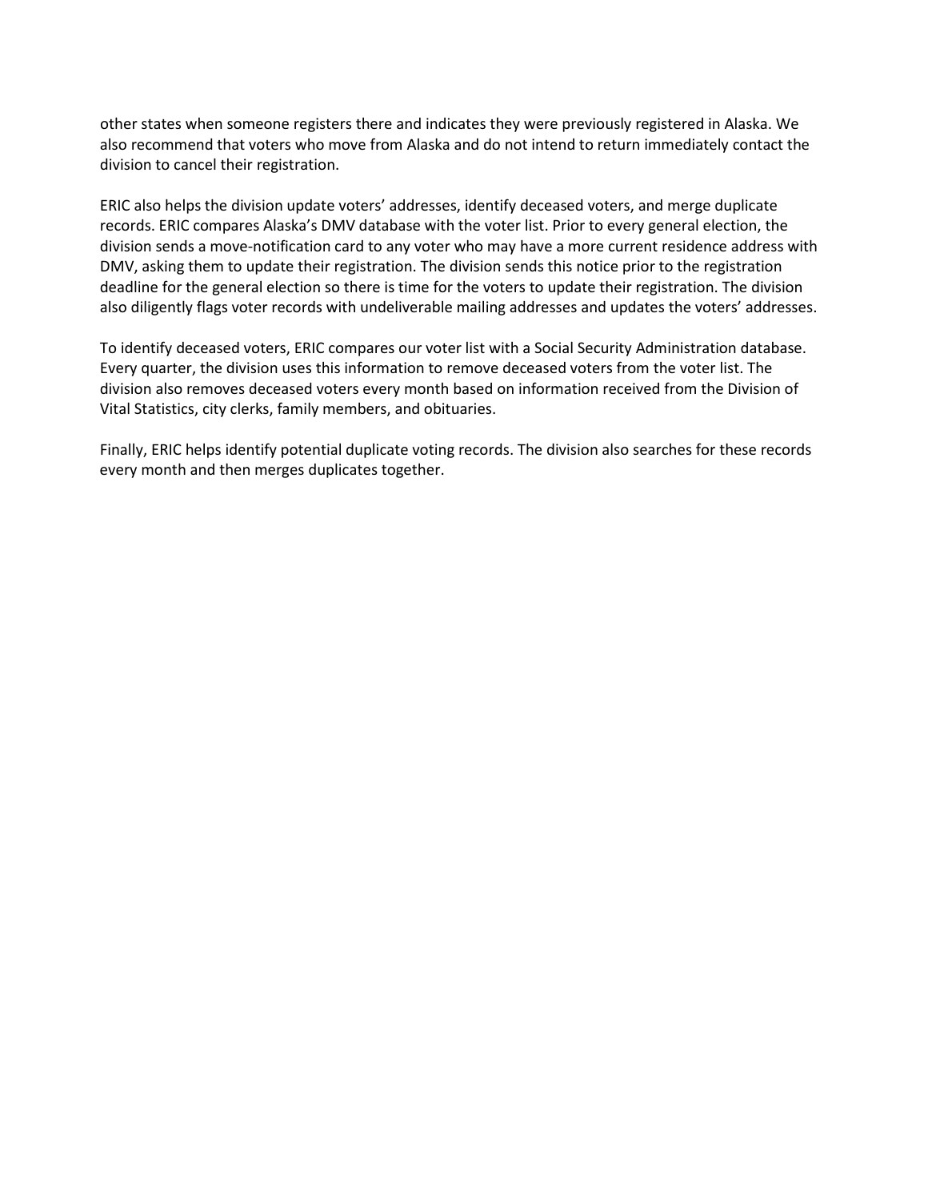other states when someone registers there and indicates they were previously registered in Alaska. We also recommend that voters who move from Alaska and do not intend to return immediately contact the division to cancel their registration.

ERIC also helps the division update voters' addresses, identify deceased voters, and merge duplicate records. ERIC compares Alaska's DMV database with the voter list. Prior to every general election, the division sends a move-notification card to any voter who may have a more current residence address with DMV, asking them to update their registration. The division sends this notice prior to the registration deadline for the general election so there is time for the voters to update their registration. The division also diligently flags voter records with undeliverable mailing addresses and updates the voters' addresses.

To identify deceased voters, ERIC compares our voter list with a Social Security Administration database. Every quarter, the division uses this information to remove deceased voters from the voter list. The division also removes deceased voters every month based on information received from the Division of Vital Statistics, city clerks, family members, and obituaries.

Finally, ERIC helps identify potential duplicate voting records. The division also searches for these records every month and then merges duplicates together.